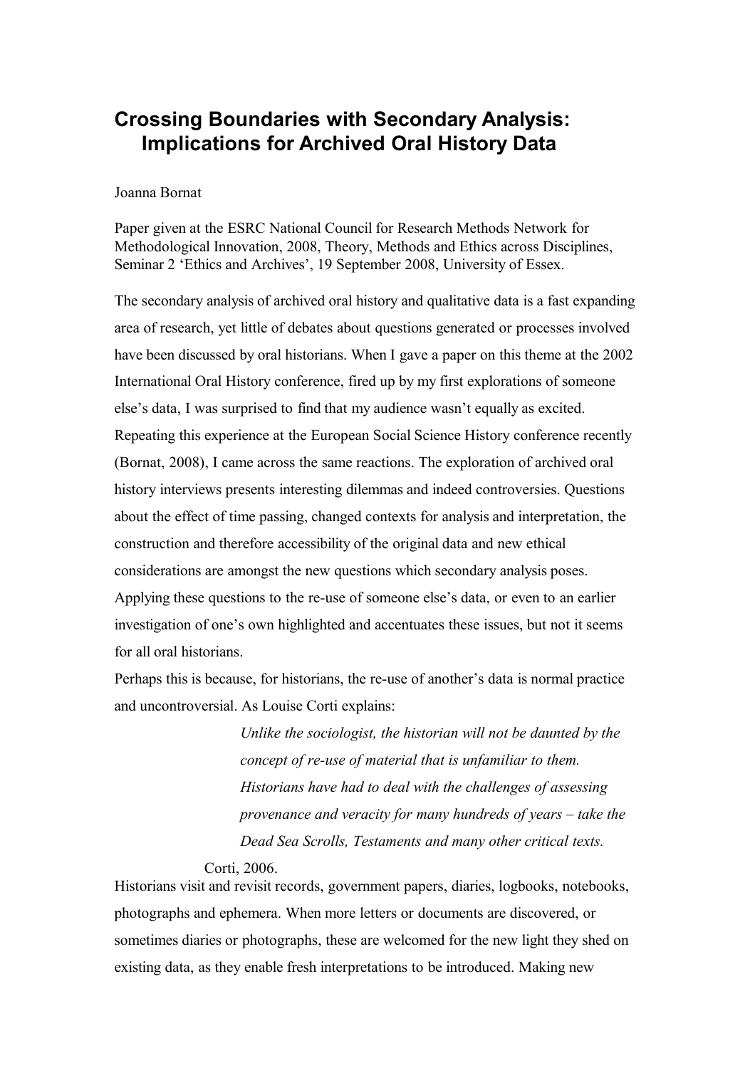# Crossing Boundaries with Secondary Analysis: Implications for Archived Oral History Data

Joanna Bornat

Paper given at the ESRC National Council for Research Methods Network for Methodological Innovation, 2008, Theory, Methods and Ethics across Disciplines, Seminar 2 'Ethics and Archives', 19 September 2008, University of Essex.

The secondary analysis of archived oral history and qualitative data is a fast expanding area of research, yet little of debates about questions generated or processes involved have been discussed by oral historians. When I gave a paper on this theme at the 2002 International Oral History conference, fired up by my first explorations of someone else's data, I was surprised to find that my audience wasn't equally as excited. Repeating this experience at the European Social Science History conference recently (Bornat, 2008), I came across the same reactions. The exploration of archived oral history interviews presents interesting dilemmas and indeed controversies. Questions about the effect of time passing, changed contexts for analysis and interpretation, the construction and therefore accessibility of the original data and new ethical considerations are amongst the new questions which secondary analysis poses. Applying these questions to the re-use of someone else's data, or even to an earlier investigation of one's own highlighted and accentuates these issues, but not it seems for all oral historians.

Perhaps this is because, for historians, the re-use of another's data is normal practice and uncontroversial. As Louise Corti explains:

> *Unlike the sociologist, the historian will not be daunted by the concept of re-use of material that is unfamiliar to them. Historians have had to deal with the challenges of assessing provenance and veracity for many hundreds of years – take the Dead Sea Scrolls, Testaments and many other critical texts.*
>
> Corti, 2006.

Historians visit and revisit records, government papers, diaries, logbooks, notebooks, photographs and ephemera. When more letters or documents are discovered, or sometimes diaries or photographs, these are welcomed for the new light they shed on existing data, as they enable fresh interpretations to be introduced. Making new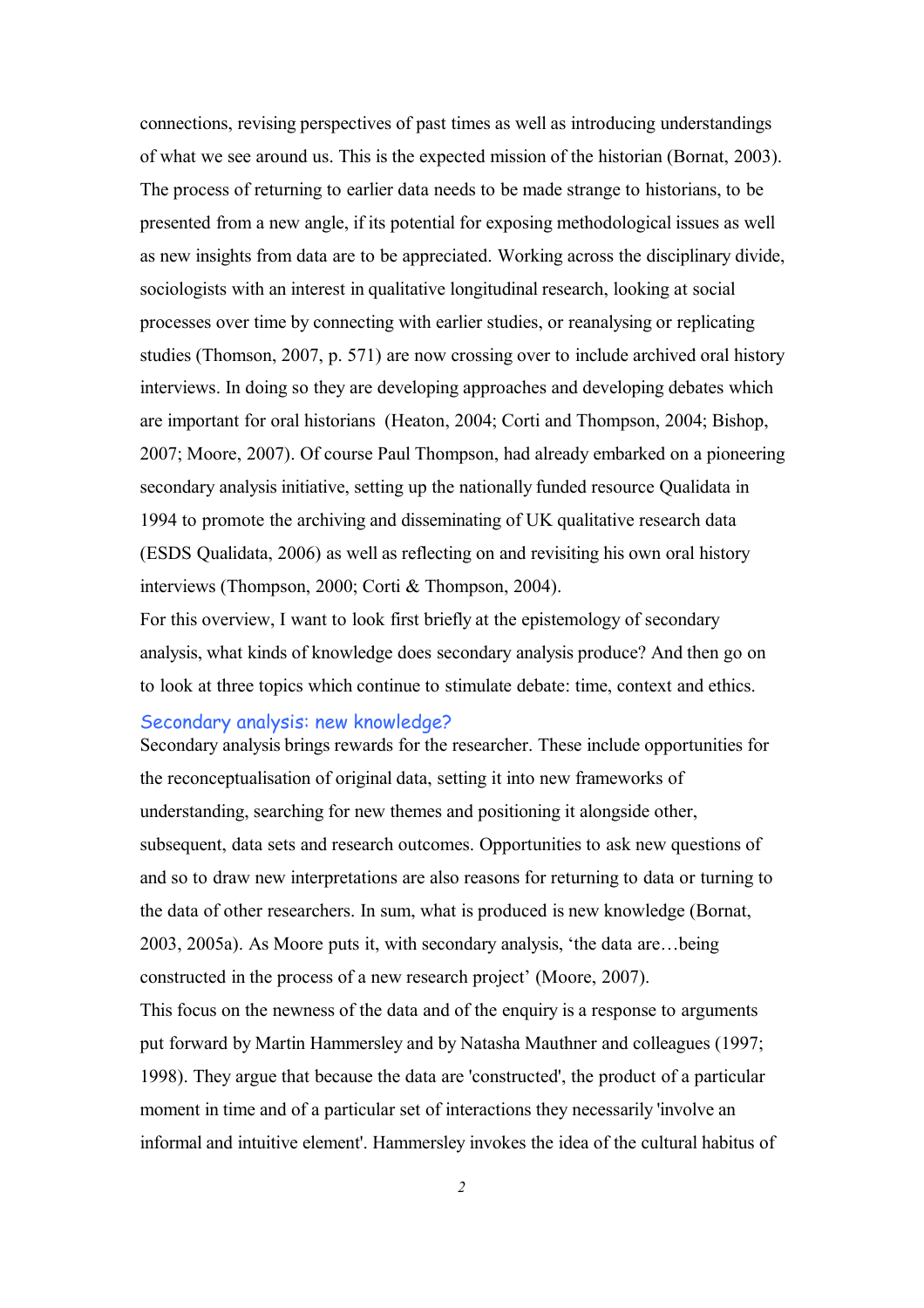connections, revising perspectives of past times as well as introducing understandings of what we see around us. This is the expected mission of the historian (Bornat, 2003). The process of returning to earlier data needs to be made strange to historians, to be presented from a new angle, if its potential for exposing methodological issues as well as new insights from data are to be appreciated. Working across the disciplinary divide, sociologists with an interest in qualitative longitudinal research, looking at social processes over time by connecting with earlier studies, or reanalysing or replicating studies (Thomson, 2007, p. 571) are now crossing over to include archived oral history interviews. In doing so they are developing approaches and developing debates which are important for oral historians (Heaton, 2004; Corti and Thompson, 2004; Bishop, 2007; Moore, 2007). Of course Paul Thompson, had already embarked on a pioneering secondary analysis initiative, setting up the nationally funded resource Qualidata in 1994 to promote the archiving and disseminating of UK qualitative research data (ESDS Qualidata, 2006) as well as reflecting on and revisiting his own oral history interviews (Thompson, 2000; Corti & Thompson, 2004).

For this overview, I want to look first briefly at the epistemology of secondary analysis, what kinds of knowledge does secondary analysis produce? And then go on to look at three topics which continue to stimulate debate: time, context and ethics.

## Secondary analysis: new knowledge?

Secondary analysis brings rewards for the researcher. These include opportunities for the reconceptualisation of original data, setting it into new frameworks of understanding, searching for new themes and positioning it alongside other, subsequent, data sets and research outcomes. Opportunities to ask new questions of and so to draw new interpretations are also reasons for returning to data or turning to the data of other researchers. In sum, what is produced is new knowledge (Bornat, 2003, 2005a). As Moore puts it, with secondary analysis, 'the data are…being constructed in the process of a new research project' (Moore, 2007).

This focus on the newness of the data and of the enquiry is a response to arguments put forward by Martin Hammersley and by Natasha Mauthner and colleagues (1997; 1998). They argue that because the data are 'constructed', the product of a particular moment in time and of a particular set of interactions they necessarily 'involve an informal and intuitive element'. Hammersley invokes the idea of the cultural habitus of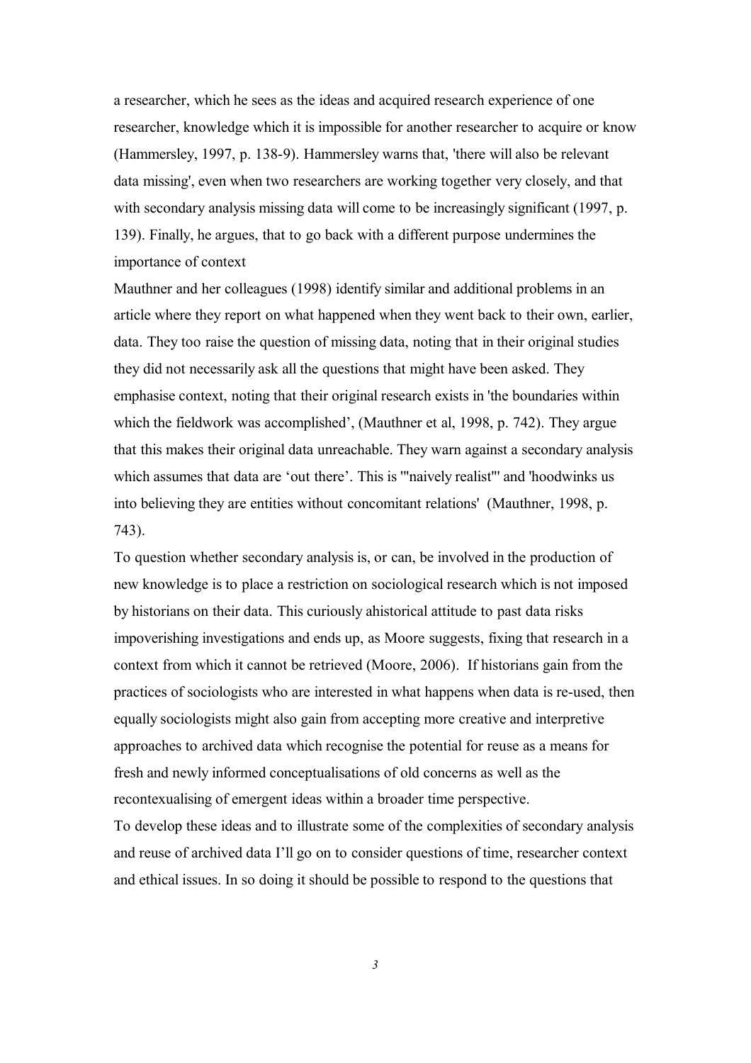a researcher, which he sees as the ideas and acquired research experience of one researcher, knowledge which it is impossible for another researcher to acquire or know (Hammersley, 1997, p. 138-9). Hammersley warns that, 'there will also be relevant data missing', even when two researchers are working together very closely, and that with secondary analysis missing data will come to be increasingly significant (1997, p. 139). Finally, he argues, that to go back with a different purpose undermines the importance of context

Mauthner and her colleagues (1998) identify similar and additional problems in an article where they report on what happened when they went back to their own, earlier, data. They too raise the question of missing data, noting that in their original studies they did not necessarily ask all the questions that might have been asked. They emphasise context, noting that their original research exists in 'the boundaries within which the fieldwork was accomplished', (Mauthner et al, 1998, p. 742). They argue that this makes their original data unreachable. They warn against a secondary analysis which assumes that data are 'out there'. This is '"naively realist"' and 'hoodwinks us into believing they are entities without concomitant relations' (Mauthner, 1998, p. 743).

To question whether secondary analysis is, or can, be involved in the production of new knowledge is to place a restriction on sociological research which is not imposed by historians on their data. This curiously ahistorical attitude to past data risks impoverishing investigations and ends up, as Moore suggests, fixing that research in a context from which it cannot be retrieved (Moore, 2006). If historians gain from the practices of sociologists who are interested in what happens when data is re-used, then equally sociologists might also gain from accepting more creative and interpretive approaches to archived data which recognise the potential for reuse as a means for fresh and newly informed conceptualisations of old concerns as well as the recontexualising of emergent ideas within a broader time perspective.

To develop these ideas and to illustrate some of the complexities of secondary analysis and reuse of archived data I'll go on to consider questions of time, researcher context and ethical issues. In so doing it should be possible to respond to the questions that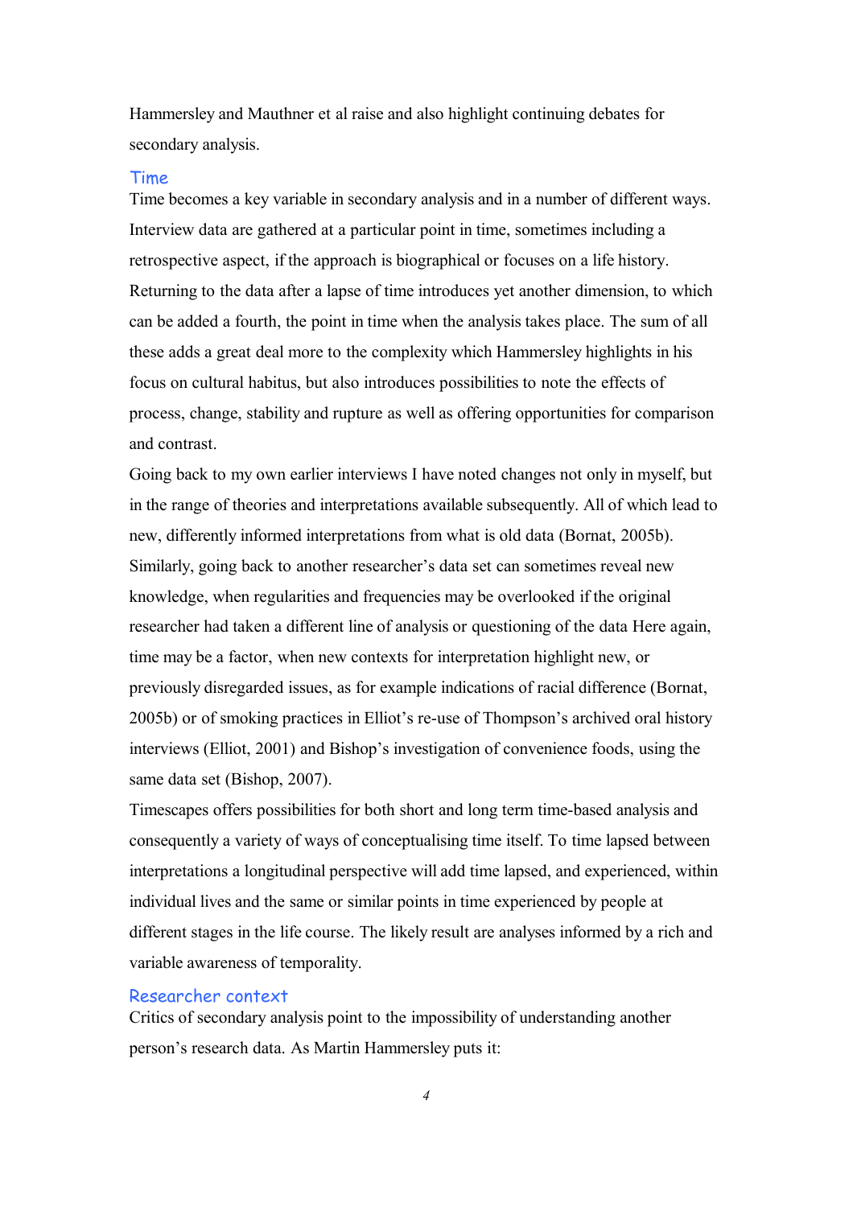Hammersley and Mauthner et al raise and also highlight continuing debates for secondary analysis.

## Time

Time becomes a key variable in secondary analysis and in a number of different ways. Interview data are gathered at a particular point in time, sometimes including a retrospective aspect, if the approach is biographical or focuses on a life history. Returning to the data after a lapse of time introduces yet another dimension, to which can be added a fourth, the point in time when the analysis takes place. The sum of all these adds a great deal more to the complexity which Hammersley highlights in his focus on cultural habitus, but also introduces possibilities to note the effects of process, change, stability and rupture as well as offering opportunities for comparison and contrast.

Going back to my own earlier interviews I have noted changes not only in myself, but in the range of theories and interpretations available subsequently. All of which lead to new, differently informed interpretations from what is old data (Bornat, 2005b). Similarly, going back to another researcher's data set can sometimes reveal new knowledge, when regularities and frequencies may be overlooked if the original researcher had taken a different line of analysis or questioning of the data Here again, time may be a factor, when new contexts for interpretation highlight new, or previously disregarded issues, as for example indications of racial difference (Bornat, 2005b) or of smoking practices in Elliot's re-use of Thompson's archived oral history interviews (Elliot, 2001) and Bishop's investigation of convenience foods, using the same data set (Bishop, 2007).

Timescapes offers possibilities for both short and long term time-based analysis and consequently a variety of ways of conceptualising time itself. To time lapsed between interpretations a longitudinal perspective will add time lapsed, and experienced, within individual lives and the same or similar points in time experienced by people at different stages in the life course. The likely result are analyses informed by a rich and variable awareness of temporality.

## Researcher context

Critics of secondary analysis point to the impossibility of understanding another person's research data. As Martin Hammersley puts it: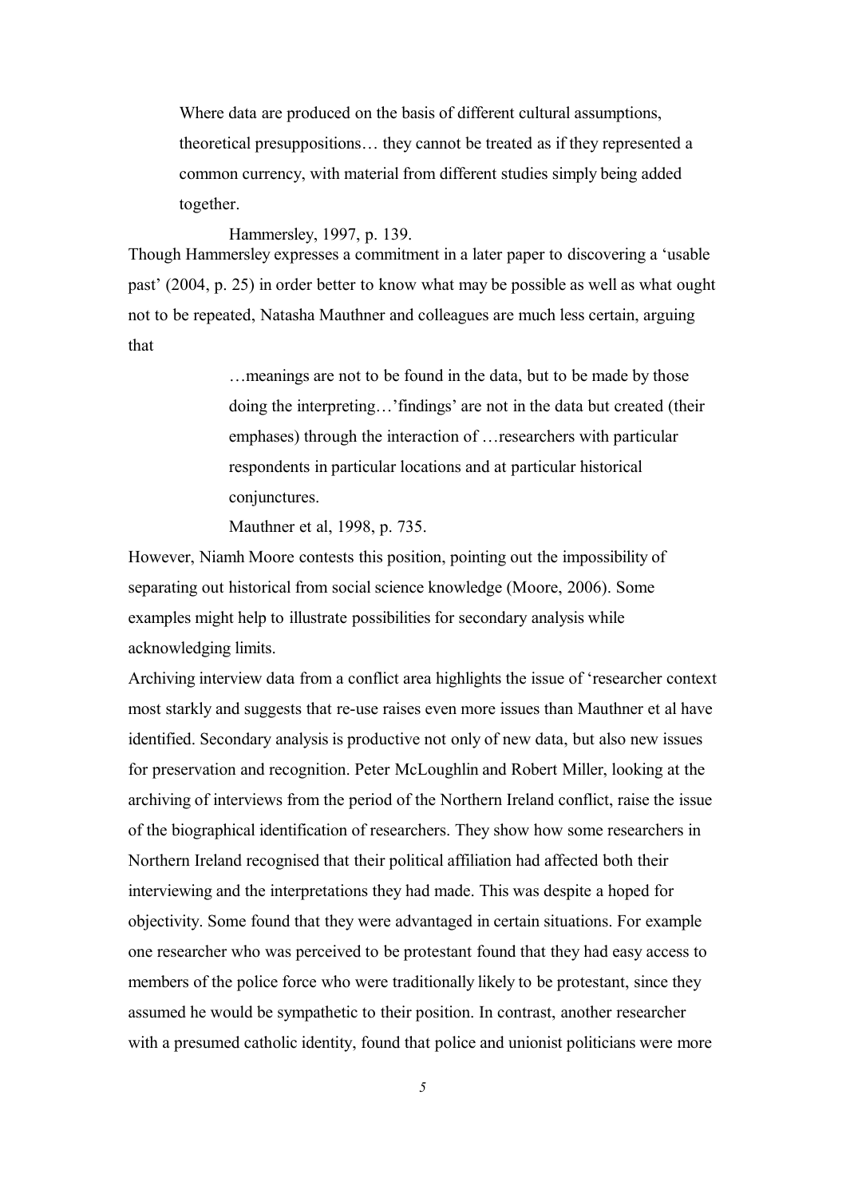> Where data are produced on the basis of different cultural assumptions, theoretical presuppositions… they cannot be treated as if they represented a common currency, with material from different studies simply being added together.
>
> Hammersley, 1997, p. 139.

Though Hammersley expresses a commitment in a later paper to discovering a 'usable past' (2004, p. 25) in order better to know what may be possible as well as what ought not to be repeated, Natasha Mauthner and colleagues are much less certain, arguing that

> …meanings are not to be found in the data, but to be made by those doing the interpreting…'findings' are not in the data but created (their emphases) through the interaction of …researchers with particular respondents in particular locations and at particular historical conjunctures.
>
> Mauthner et al, 1998, p. 735.

However, Niamh Moore contests this position, pointing out the impossibility of separating out historical from social science knowledge (Moore, 2006). Some examples might help to illustrate possibilities for secondary analysis while acknowledging limits.

Archiving interview data from a conflict area highlights the issue of 'researcher context most starkly and suggests that re-use raises even more issues than Mauthner et al have identified. Secondary analysis is productive not only of new data, but also new issues for preservation and recognition. Peter McLoughlin and Robert Miller, looking at the archiving of interviews from the period of the Northern Ireland conflict, raise the issue of the biographical identification of researchers. They show how some researchers in Northern Ireland recognised that their political affiliation had affected both their interviewing and the interpretations they had made. This was despite a hoped for objectivity. Some found that they were advantaged in certain situations. For example one researcher who was perceived to be protestant found that they had easy access to members of the police force who were traditionally likely to be protestant, since they assumed he would be sympathetic to their position. In contrast, another researcher with a presumed catholic identity, found that police and unionist politicians were more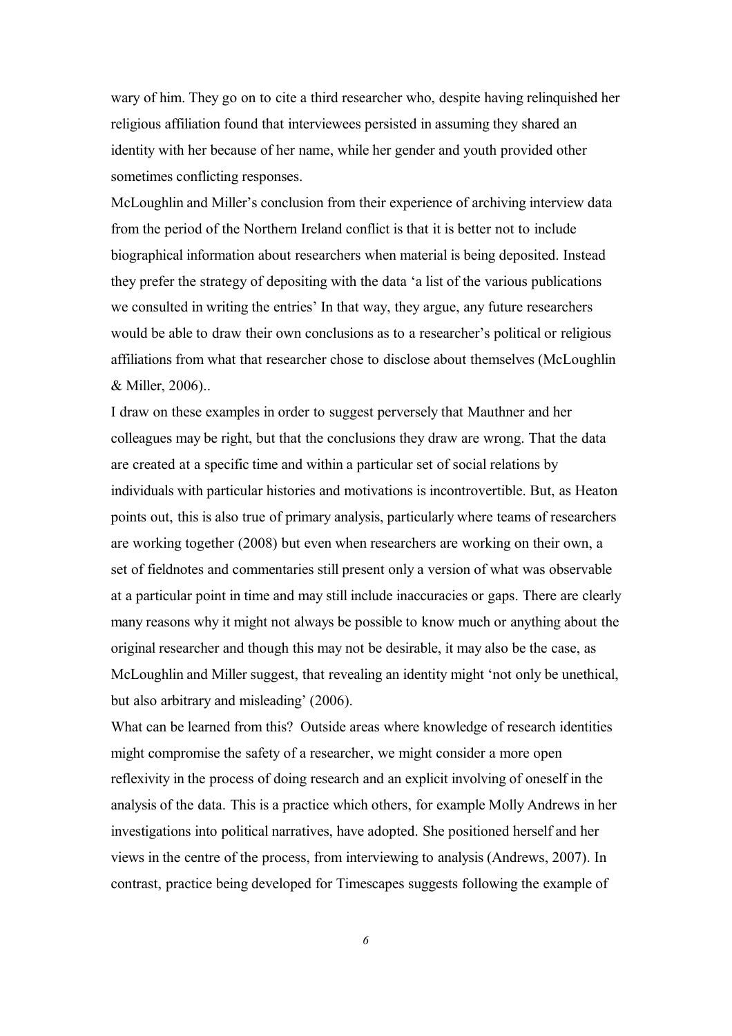wary of him. They go on to cite a third researcher who, despite having relinquished her religious affiliation found that interviewees persisted in assuming they shared an identity with her because of her name, while her gender and youth provided other sometimes conflicting responses.

McLoughlin and Miller's conclusion from their experience of archiving interview data from the period of the Northern Ireland conflict is that it is better not to include biographical information about researchers when material is being deposited. Instead they prefer the strategy of depositing with the data 'a list of the various publications we consulted in writing the entries' In that way, they argue, any future researchers would be able to draw their own conclusions as to a researcher's political or religious affiliations from what that researcher chose to disclose about themselves (McLoughlin & Miller, 2006)..

I draw on these examples in order to suggest perversely that Mauthner and her colleagues may be right, but that the conclusions they draw are wrong. That the data are created at a specific time and within a particular set of social relations by individuals with particular histories and motivations is incontrovertible. But, as Heaton points out, this is also true of primary analysis, particularly where teams of researchers are working together (2008) but even when researchers are working on their own, a set of fieldnotes and commentaries still present only a version of what was observable at a particular point in time and may still include inaccuracies or gaps. There are clearly many reasons why it might not always be possible to know much or anything about the original researcher and though this may not be desirable, it may also be the case, as McLoughlin and Miller suggest, that revealing an identity might 'not only be unethical, but also arbitrary and misleading' (2006).

What can be learned from this? Outside areas where knowledge of research identities might compromise the safety of a researcher, we might consider a more open reflexivity in the process of doing research and an explicit involving of oneself in the analysis of the data. This is a practice which others, for example Molly Andrews in her investigations into political narratives, have adopted. She positioned herself and her views in the centre of the process, from interviewing to analysis (Andrews, 2007). In contrast, practice being developed for Timescapes suggests following the example of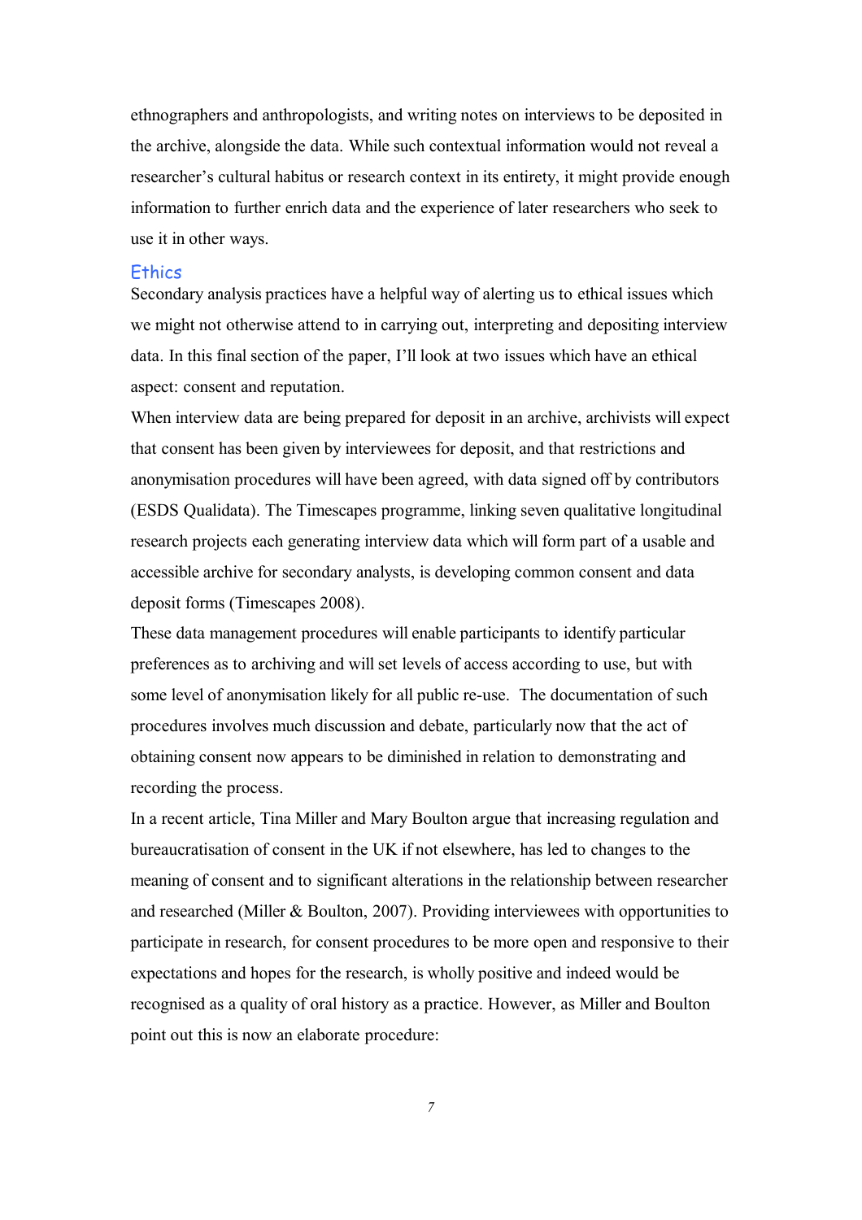ethnographers and anthropologists, and writing notes on interviews to be deposited in the archive, alongside the data. While such contextual information would not reveal a researcher's cultural habitus or research context in its entirety, it might provide enough information to further enrich data and the experience of later researchers who seek to use it in other ways.

## Ethics

Secondary analysis practices have a helpful way of alerting us to ethical issues which we might not otherwise attend to in carrying out, interpreting and depositing interview data. In this final section of the paper, I'll look at two issues which have an ethical aspect: consent and reputation.

When interview data are being prepared for deposit in an archive, archivists will expect that consent has been given by interviewees for deposit, and that restrictions and anonymisation procedures will have been agreed, with data signed off by contributors (ESDS Qualidata). The Timescapes programme, linking seven qualitative longitudinal research projects each generating interview data which will form part of a usable and accessible archive for secondary analysts, is developing common consent and data deposit forms (Timescapes 2008).

These data management procedures will enable participants to identify particular preferences as to archiving and will set levels of access according to use, but with some level of anonymisation likely for all public re-use. The documentation of such procedures involves much discussion and debate, particularly now that the act of obtaining consent now appears to be diminished in relation to demonstrating and recording the process.

In a recent article, Tina Miller and Mary Boulton argue that increasing regulation and bureaucratisation of consent in the UK if not elsewhere, has led to changes to the meaning of consent and to significant alterations in the relationship between researcher and researched (Miller & Boulton, 2007). Providing interviewees with opportunities to participate in research, for consent procedures to be more open and responsive to their expectations and hopes for the research, is wholly positive and indeed would be recognised as a quality of oral history as a practice. However, as Miller and Boulton point out this is now an elaborate procedure: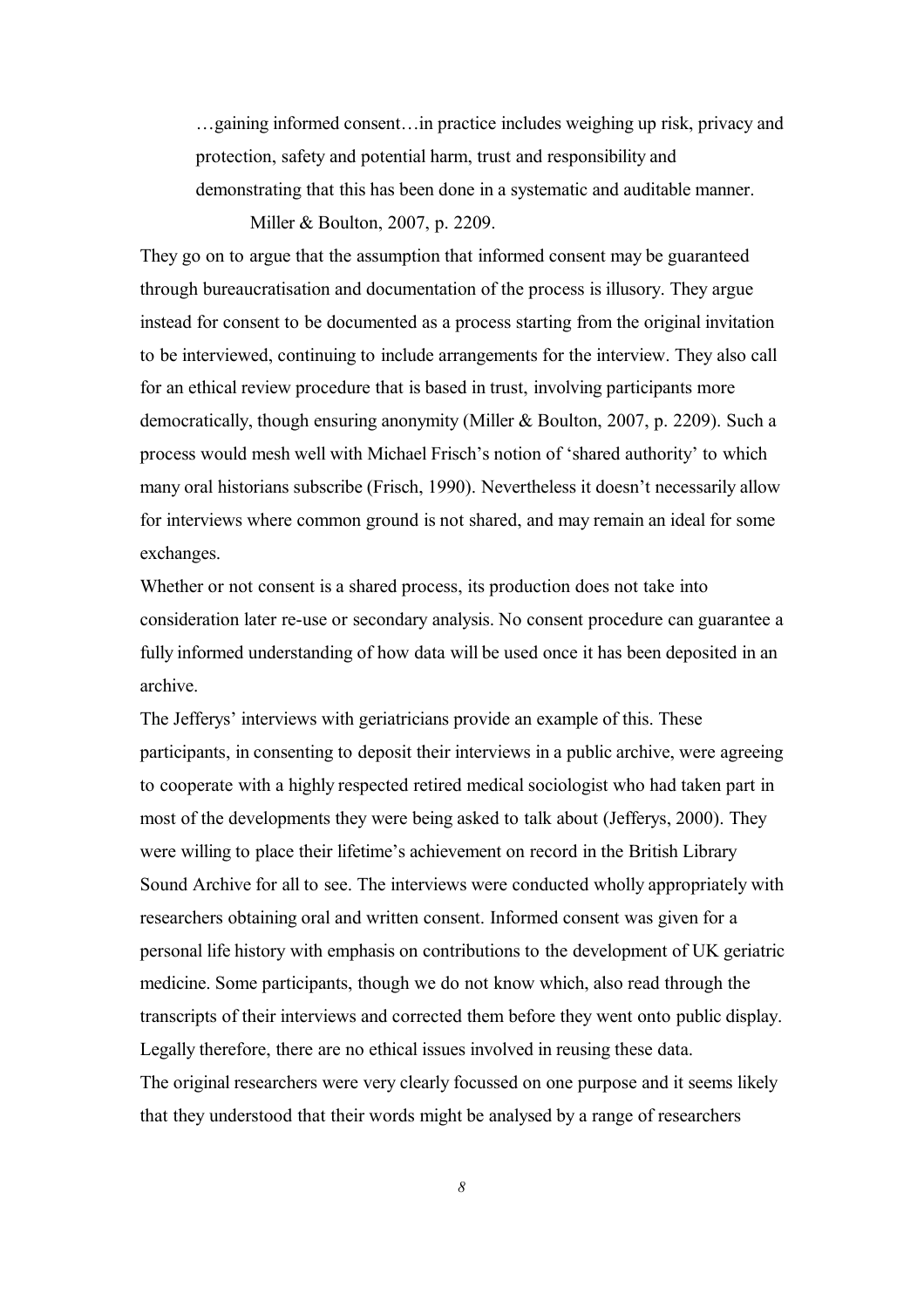> …gaining informed consent…in practice includes weighing up risk, privacy and protection, safety and potential harm, trust and responsibility and demonstrating that this has been done in a systematic and auditable manner.
>
> Miller & Boulton, 2007, p. 2209.

They go on to argue that the assumption that informed consent may be guaranteed through bureaucratisation and documentation of the process is illusory. They argue instead for consent to be documented as a process starting from the original invitation to be interviewed, continuing to include arrangements for the interview. They also call for an ethical review procedure that is based in trust, involving participants more democratically, though ensuring anonymity (Miller & Boulton, 2007, p. 2209). Such a process would mesh well with Michael Frisch's notion of 'shared authority' to which many oral historians subscribe (Frisch, 1990). Nevertheless it doesn't necessarily allow for interviews where common ground is not shared, and may remain an ideal for some exchanges.

Whether or not consent is a shared process, its production does not take into consideration later re-use or secondary analysis. No consent procedure can guarantee a fully informed understanding of how data will be used once it has been deposited in an archive.

The Jefferys' interviews with geriatricians provide an example of this. These participants, in consenting to deposit their interviews in a public archive, were agreeing to cooperate with a highly respected retired medical sociologist who had taken part in most of the developments they were being asked to talk about (Jefferys, 2000). They were willing to place their lifetime's achievement on record in the British Library Sound Archive for all to see. The interviews were conducted wholly appropriately with researchers obtaining oral and written consent. Informed consent was given for a personal life history with emphasis on contributions to the development of UK geriatric medicine. Some participants, though we do not know which, also read through the transcripts of their interviews and corrected them before they went onto public display. Legally therefore, there are no ethical issues involved in reusing these data.

The original researchers were very clearly focussed on one purpose and it seems likely that they understood that their words might be analysed by a range of researchers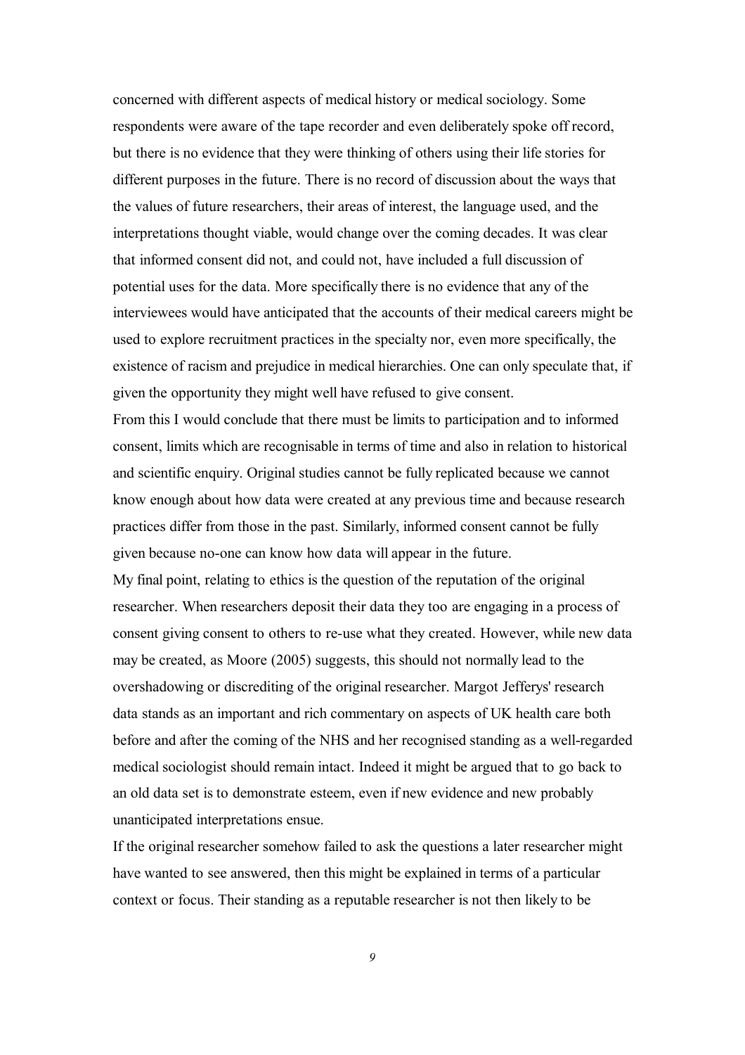concerned with different aspects of medical history or medical sociology. Some respondents were aware of the tape recorder and even deliberately spoke off record, but there is no evidence that they were thinking of others using their life stories for different purposes in the future. There is no record of discussion about the ways that the values of future researchers, their areas of interest, the language used, and the interpretations thought viable, would change over the coming decades. It was clear that informed consent did not, and could not, have included a full discussion of potential uses for the data. More specifically there is no evidence that any of the interviewees would have anticipated that the accounts of their medical careers might be used to explore recruitment practices in the specialty nor, even more specifically, the existence of racism and prejudice in medical hierarchies. One can only speculate that, if given the opportunity they might well have refused to give consent.

From this I would conclude that there must be limits to participation and to informed consent, limits which are recognisable in terms of time and also in relation to historical and scientific enquiry. Original studies cannot be fully replicated because we cannot know enough about how data were created at any previous time and because research practices differ from those in the past. Similarly, informed consent cannot be fully given because no-one can know how data will appear in the future.

My final point, relating to ethics is the question of the reputation of the original researcher. When researchers deposit their data they too are engaging in a process of consent giving consent to others to re-use what they created. However, while new data may be created, as Moore (2005) suggests, this should not normally lead to the overshadowing or discrediting of the original researcher. Margot Jefferys' research data stands as an important and rich commentary on aspects of UK health care both before and after the coming of the NHS and her recognised standing as a well-regarded medical sociologist should remain intact. Indeed it might be argued that to go back to an old data set is to demonstrate esteem, even if new evidence and new probably unanticipated interpretations ensue.

If the original researcher somehow failed to ask the questions a later researcher might have wanted to see answered, then this might be explained in terms of a particular context or focus. Their standing as a reputable researcher is not then likely to be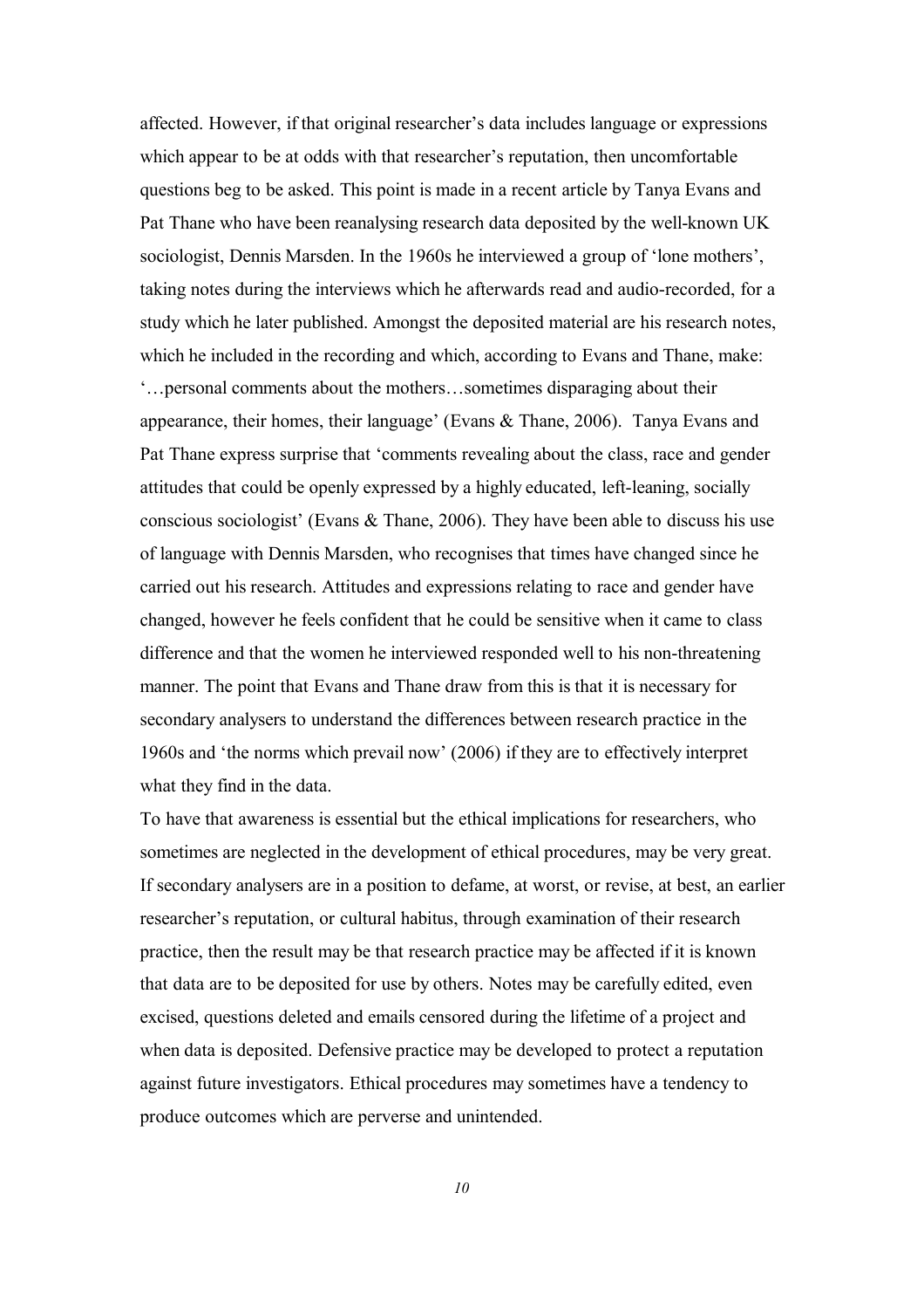affected. However, if that original researcher's data includes language or expressions which appear to be at odds with that researcher's reputation, then uncomfortable questions beg to be asked. This point is made in a recent article by Tanya Evans and Pat Thane who have been reanalysing research data deposited by the well-known UK sociologist, Dennis Marsden. In the 1960s he interviewed a group of 'lone mothers', taking notes during the interviews which he afterwards read and audio-recorded, for a study which he later published. Amongst the deposited material are his research notes, which he included in the recording and which, according to Evans and Thane, make: '…personal comments about the mothers…sometimes disparaging about their appearance, their homes, their language' (Evans & Thane, 2006). Tanya Evans and Pat Thane express surprise that 'comments revealing about the class, race and gender attitudes that could be openly expressed by a highly educated, left-leaning, socially conscious sociologist' (Evans & Thane, 2006). They have been able to discuss his use of language with Dennis Marsden, who recognises that times have changed since he carried out his research. Attitudes and expressions relating to race and gender have changed, however he feels confident that he could be sensitive when it came to class difference and that the women he interviewed responded well to his non-threatening manner. The point that Evans and Thane draw from this is that it is necessary for secondary analysers to understand the differences between research practice in the 1960s and 'the norms which prevail now' (2006) if they are to effectively interpret what they find in the data.

To have that awareness is essential but the ethical implications for researchers, who sometimes are neglected in the development of ethical procedures, may be very great. If secondary analysers are in a position to defame, at worst, or revise, at best, an earlier researcher's reputation, or cultural habitus, through examination of their research practice, then the result may be that research practice may be affected if it is known that data are to be deposited for use by others. Notes may be carefully edited, even excised, questions deleted and emails censored during the lifetime of a project and when data is deposited. Defensive practice may be developed to protect a reputation against future investigators. Ethical procedures may sometimes have a tendency to produce outcomes which are perverse and unintended.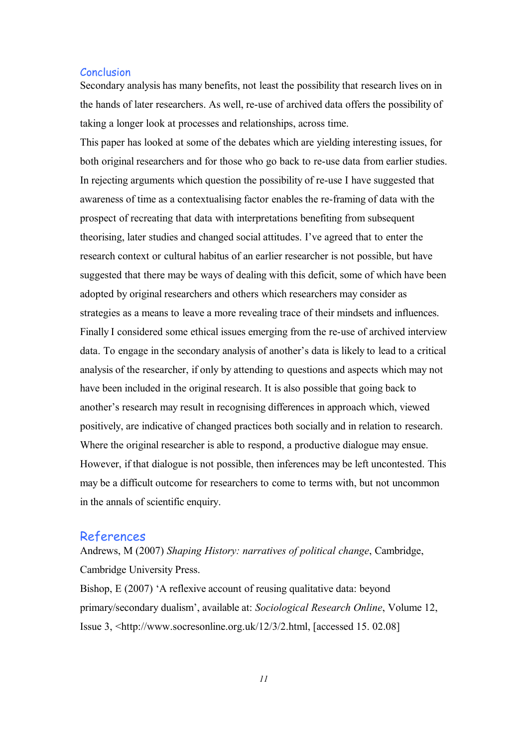## Conclusion

Secondary analysis has many benefits, not least the possibility that research lives on in the hands of later researchers. As well, re-use of archived data offers the possibility of taking a longer look at processes and relationships, across time.

This paper has looked at some of the debates which are yielding interesting issues, for both original researchers and for those who go back to re-use data from earlier studies. In rejecting arguments which question the possibility of re-use I have suggested that awareness of time as a contextualising factor enables the re-framing of data with the prospect of recreating that data with interpretations benefiting from subsequent theorising, later studies and changed social attitudes. I've agreed that to enter the research context or cultural habitus of an earlier researcher is not possible, but have suggested that there may be ways of dealing with this deficit, some of which have been adopted by original researchers and others which researchers may consider as strategies as a means to leave a more revealing trace of their mindsets and influences. Finally I considered some ethical issues emerging from the re-use of archived interview data. To engage in the secondary analysis of another's data is likely to lead to a critical analysis of the researcher, if only by attending to questions and aspects which may not have been included in the original research. It is also possible that going back to another's research may result in recognising differences in approach which, viewed positively, are indicative of changed practices both socially and in relation to research. Where the original researcher is able to respond, a productive dialogue may ensue. However, if that dialogue is not possible, then inferences may be left uncontested. This may be a difficult outcome for researchers to come to terms with, but not uncommon in the annals of scientific enquiry.

## References

Andrews, M (2007) *Shaping History: narratives of political change*, Cambridge, Cambridge University Press.

Bishop, E (2007) 'A reflexive account of reusing qualitative data: beyond primary/secondary dualism', available at: *Sociological Research Online*, Volume 12, Issue 3, <http://www.socresonline.org.uk/12/3/2.html, [accessed 15. 02.08]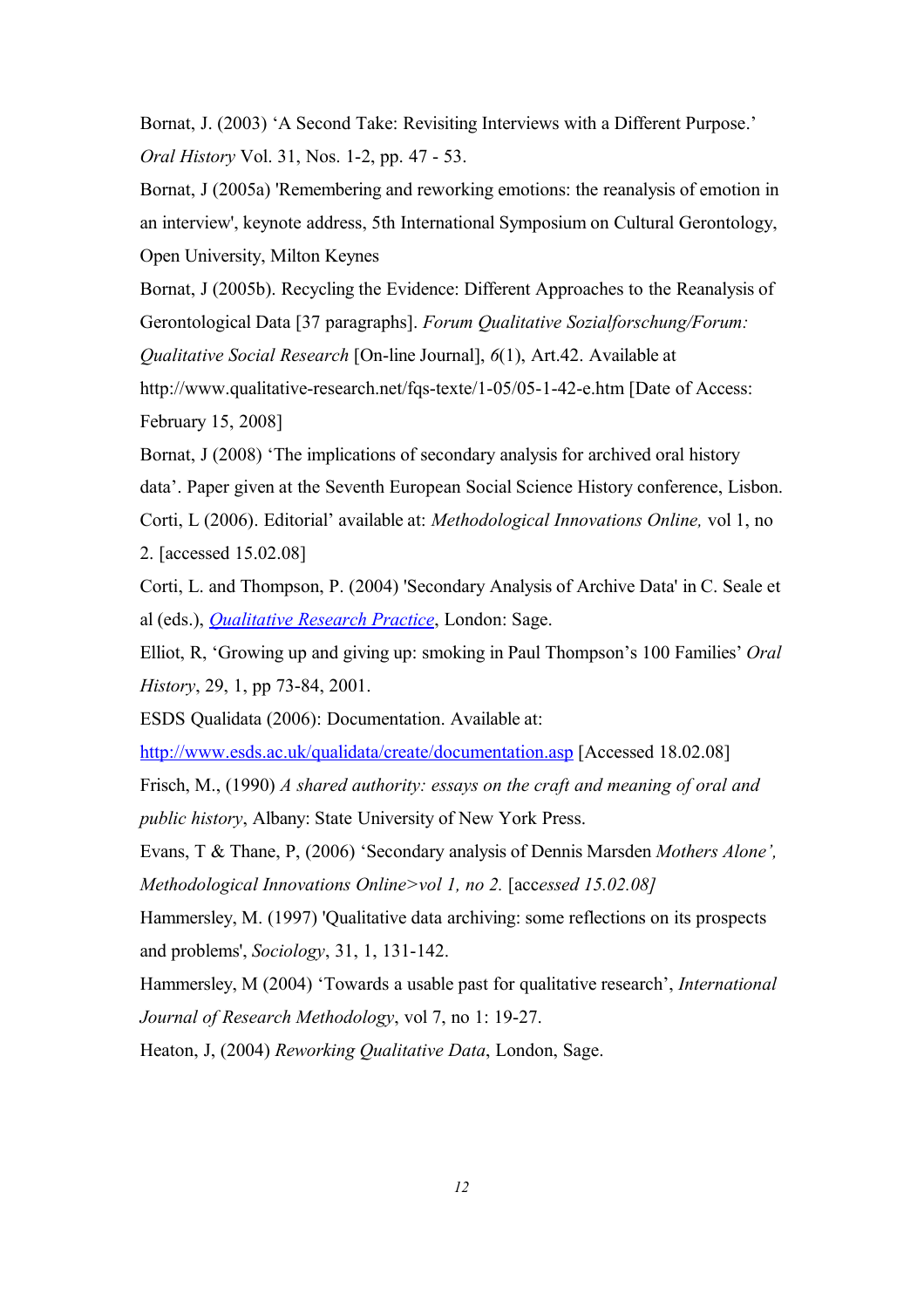Bornat, J. (2003) 'A Second Take: Revisiting Interviews with a Different Purpose.' *Oral History* Vol. 31, Nos. 1-2, pp. 47 - 53.

Bornat, J (2005a) 'Remembering and reworking emotions: the reanalysis of emotion in an interview', keynote address, 5th International Symposium on Cultural Gerontology, Open University, Milton Keynes

Bornat, J (2005b). Recycling the Evidence: Different Approaches to the Reanalysis of Gerontological Data [37 paragraphs]. *Forum Qualitative Sozialforschung/Forum: Qualitative Social Research* [On-line Journal], *6*(1), Art.42. Available at http://www.qualitative-research.net/fqs-texte/1-05/05-1-42-e.htm [Date of Access: February 15, 2008]

Bornat, J (2008) 'The implications of secondary analysis for archived oral history data'. Paper given at the Seventh European Social Science History conference, Lisbon.

Corti, L (2006). Editorial' available at: *Methodological Innovations Online,* vol 1, no 2. [accessed 15.02.08]

Corti, L. and Thompson, P. (2004) 'Secondary Analysis of Archive Data' in C. Seale et al (eds.), *Qualitative Research Practice*, London: Sage.

Elliot, R, 'Growing up and giving up: smoking in Paul Thompson's 100 Families' *Oral History*, 29, 1, pp 73-84, 2001.

ESDS Qualidata (2006): Documentation. Available at: http://www.esds.ac.uk/qualidata/create/documentation.asp [Accessed 18.02.08]

Frisch, M., (1990) *A shared authority: essays on the craft and meaning of oral and public history*, Albany: State University of New York Press.

Evans, T & Thane, P, (2006) 'Secondary analysis of Dennis Marsden *Mothers Alone', Methodological Innovations Online>vol 1, no 2.* [acc*essed 15.02.08]*

Hammersley, M. (1997) 'Qualitative data archiving: some reflections on its prospects and problems', *Sociology*, 31, 1, 131-142.

Hammersley, M (2004) 'Towards a usable past for qualitative research', *International Journal of Research Methodology*, vol 7, no 1: 19-27.

Heaton, J, (2004) *Reworking Qualitative Data*, London, Sage.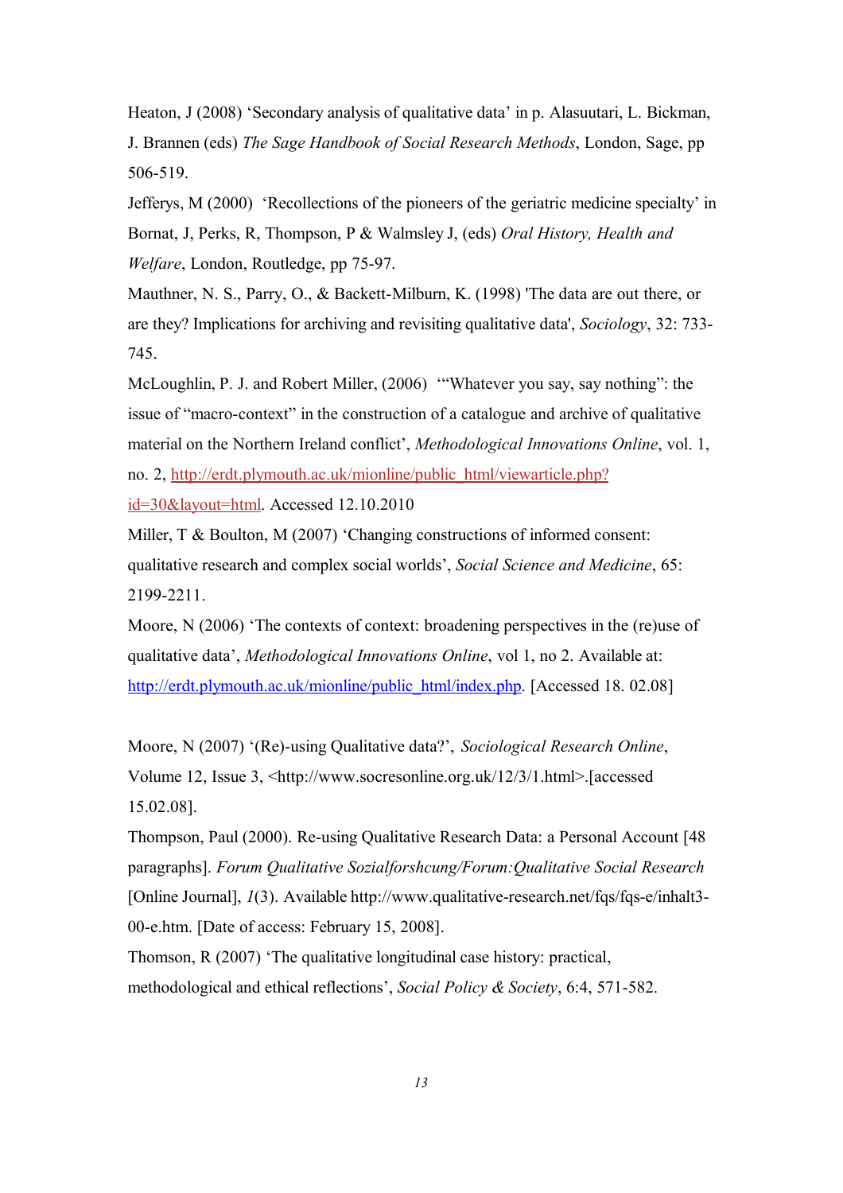Heaton, J (2008) 'Secondary analysis of qualitative data' in p. Alasuutari, L. Bickman, J. Brannen (eds) *The Sage Handbook of Social Research Methods*, London, Sage, pp 506-519.

Jefferys, M (2000) 'Recollections of the pioneers of the geriatric medicine specialty' in Bornat, J, Perks, R, Thompson, P & Walmsley J, (eds) *Oral History, Health and Welfare*, London, Routledge, pp 75-97.

Mauthner, N. S., Parry, O., & Backett-Milburn, K. (1998) 'The data are out there, or are they? Implications for archiving and revisiting qualitative data', *Sociology*, 32: 733-745.

McLoughlin, P. J. and Robert Miller, (2006) '"Whatever you say, say nothing": the issue of "macro-context" in the construction of a catalogue and archive of qualitative material on the Northern Ireland conflict', *Methodological Innovations Online*, vol. 1, no. 2, http://erdt.plymouth.ac.uk/mionline/public_html/viewarticle.php?id=30&layout=html. Accessed 12.10.2010

Miller, T & Boulton, M (2007) 'Changing constructions of informed consent: qualitative research and complex social worlds', *Social Science and Medicine*, 65: 2199-2211.

Moore, N (2006) 'The contexts of context: broadening perspectives in the (re)use of qualitative data', *Methodological Innovations Online*, vol 1, no 2. Available at: http://erdt.plymouth.ac.uk/mionline/public_html/index.php. [Accessed 18. 02.08]

Moore, N (2007) '(Re)-using Qualitative data?', *Sociological Research Online*, Volume 12, Issue 3, <http://www.socresonline.org.uk/12/3/1.html>.[accessed 15.02.08].

Thompson, Paul (2000). Re-using Qualitative Research Data: a Personal Account [48 paragraphs]. *Forum Qualitative Sozialforshcung/Forum:Qualitative Social Research* [Online Journal], *1*(3). Available http://www.qualitative-research.net/fqs/fqs-e/inhalt3-00-e.htm. [Date of access: February 15, 2008].

Thomson, R (2007) 'The qualitative longitudinal case history: practical, methodological and ethical reflections', *Social Policy & Society*, 6:4, 571-582.